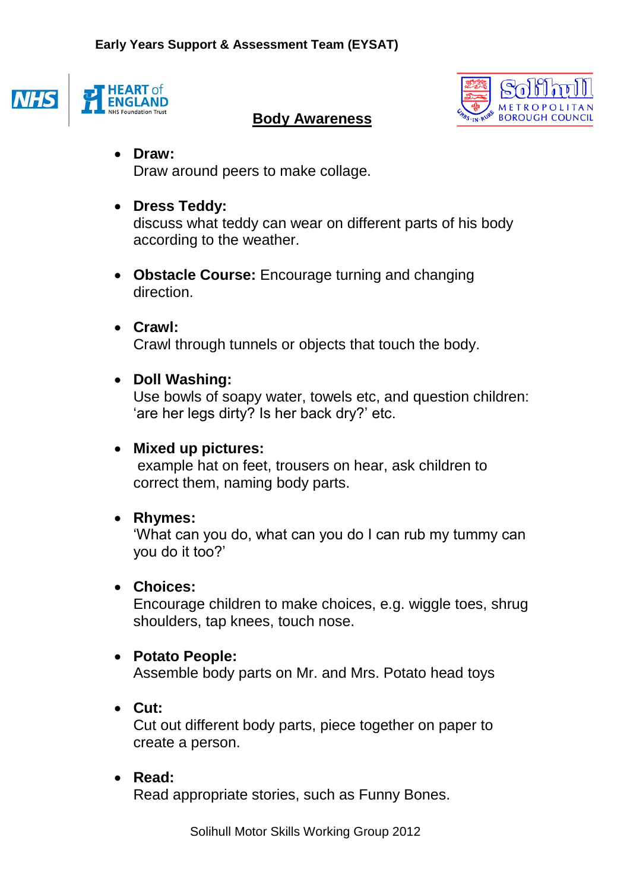**Early Years Support & Assessment Team (EYSAT)**

# Body Awareness

- **Draw:**
  Draw around peers to make collage.

- **Dress Teddy:**
  discuss what teddy can wear on different parts of his body according to the weather.

- **Obstacle Course:** Encourage turning and changing direction.

- **Crawl:**
  Crawl through tunnels or objects that touch the body.

- **Doll Washing:**
  Use bowls of soapy water, towels etc, and question children: 'are her legs dirty? Is her back dry?' etc.

- **Mixed up pictures:**
  example hat on feet, trousers on hear, ask children to correct them, naming body parts.

- **Rhymes:**
  'What can you do, what can you do I can rub my tummy can you do it too?'

- **Choices:**
  Encourage children to make choices, e.g. wiggle toes, shrug shoulders, tap knees, touch nose.

- **Potato People:**
  Assemble body parts on Mr. and Mrs. Potato head toys

- **Cut:**
  Cut out different body parts, piece together on paper to create a person.

- **Read:**
  Read appropriate stories, such as Funny Bones.

Solihull Motor Skills Working Group 2012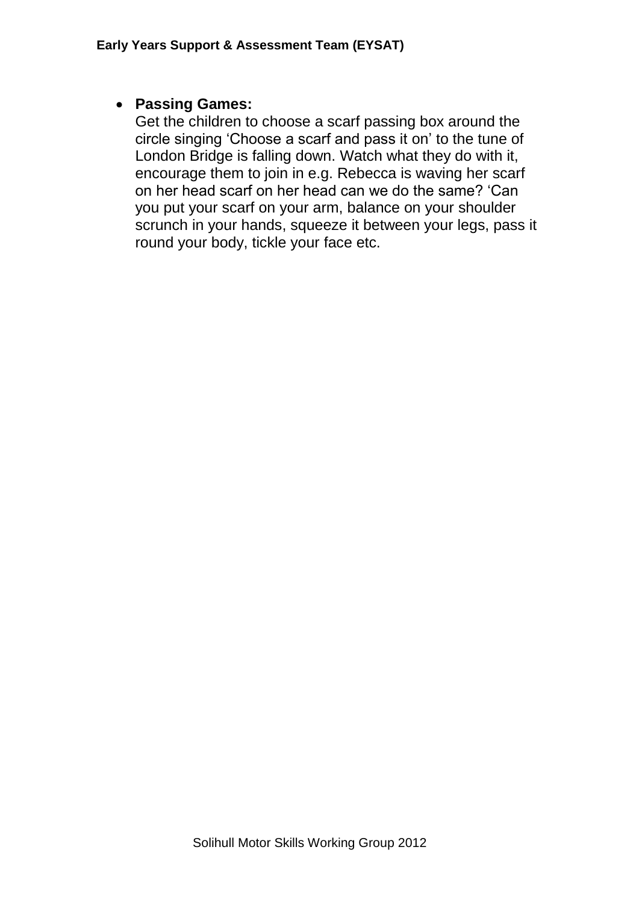- **Passing Games:**
  Get the children to choose a scarf passing box around the circle singing ‘Choose a scarf and pass it on’ to the tune of London Bridge is falling down. Watch what they do with it, encourage them to join in e.g. Rebecca is waving her scarf on her head scarf on her head can we do the same? ‘Can you put your scarf on your arm, balance on your shoulder scrunch in your hands, squeeze it between your legs, pass it round your body, tickle your face etc.